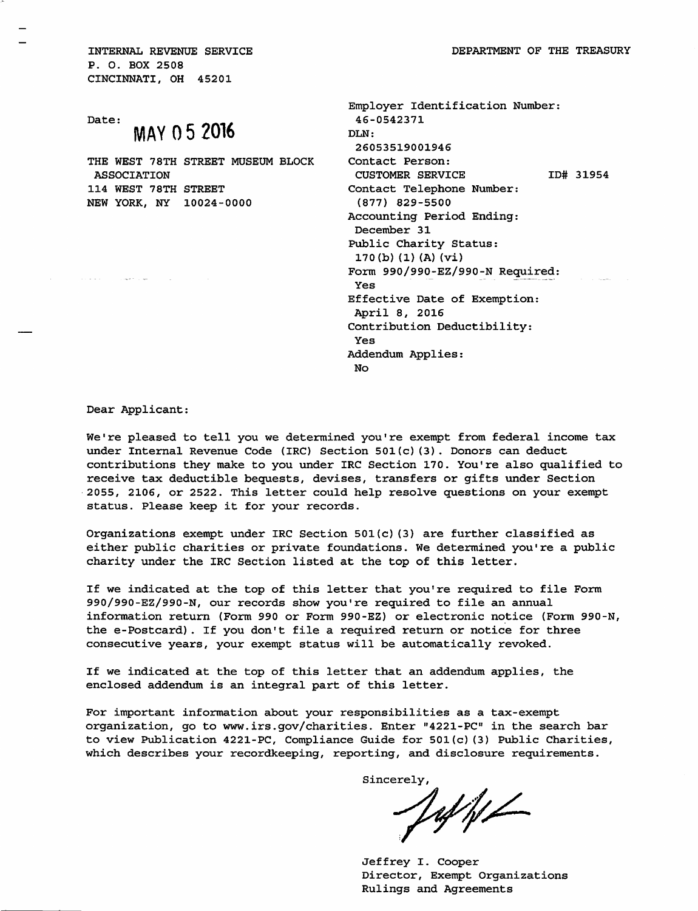INTERNAL REVENUE SERVICE
P. O. BOX 2508
CINCINNATI, OH 45201

DEPARTMENT OF THE TREASURY

Date: MAY 05 2016

THE WEST 78TH STREET MUSEUM BLOCK ASSOCIATION
114 WEST 78TH STREET
NEW YORK, NY 10024-0000

Employer Identification Number:
46-0542371
DLN:
26053519001946
Contact Person:
CUSTOMER SERVICE ID# 31954
Contact Telephone Number:
(877) 829-5500
Accounting Period Ending:
December 31
Public Charity Status:
170(b)(1)(A)(vi)
Form 990/990-EZ/990-N Required:
Yes
Effective Date of Exemption:
April 8, 2016
Contribution Deductibility:
Yes
Addendum Applies:
No

Dear Applicant:

We're pleased to tell you we determined you're exempt from federal income tax under Internal Revenue Code (IRC) Section 501(c)(3). Donors can deduct contributions they make to you under IRC Section 170. You're also qualified to receive tax deductible bequests, devises, transfers or gifts under Section 2055, 2106, or 2522. This letter could help resolve questions on your exempt status. Please keep it for your records.

Organizations exempt under IRC Section 501(c)(3) are further classified as either public charities or private foundations. We determined you're a public charity under the IRC Section listed at the top of this letter.

If we indicated at the top of this letter that you're required to file Form 990/990-EZ/990-N, our records show you're required to file an annual information return (Form 990 or Form 990-EZ) or electronic notice (Form 990-N, the e-Postcard). If you don't file a required return or notice for three consecutive years, your exempt status will be automatically revoked.

If we indicated at the top of this letter that an addendum applies, the enclosed addendum is an integral part of this letter.

For important information about your responsibilities as a tax-exempt organization, go to www.irs.gov/charities. Enter "4221-PC" in the search bar to view Publication 4221-PC, Compliance Guide for 501(c)(3) Public Charities, which describes your recordkeeping, reporting, and disclosure requirements.

Sincerely,

Jeffrey I. Cooper
Director, Exempt Organizations
Rulings and Agreements